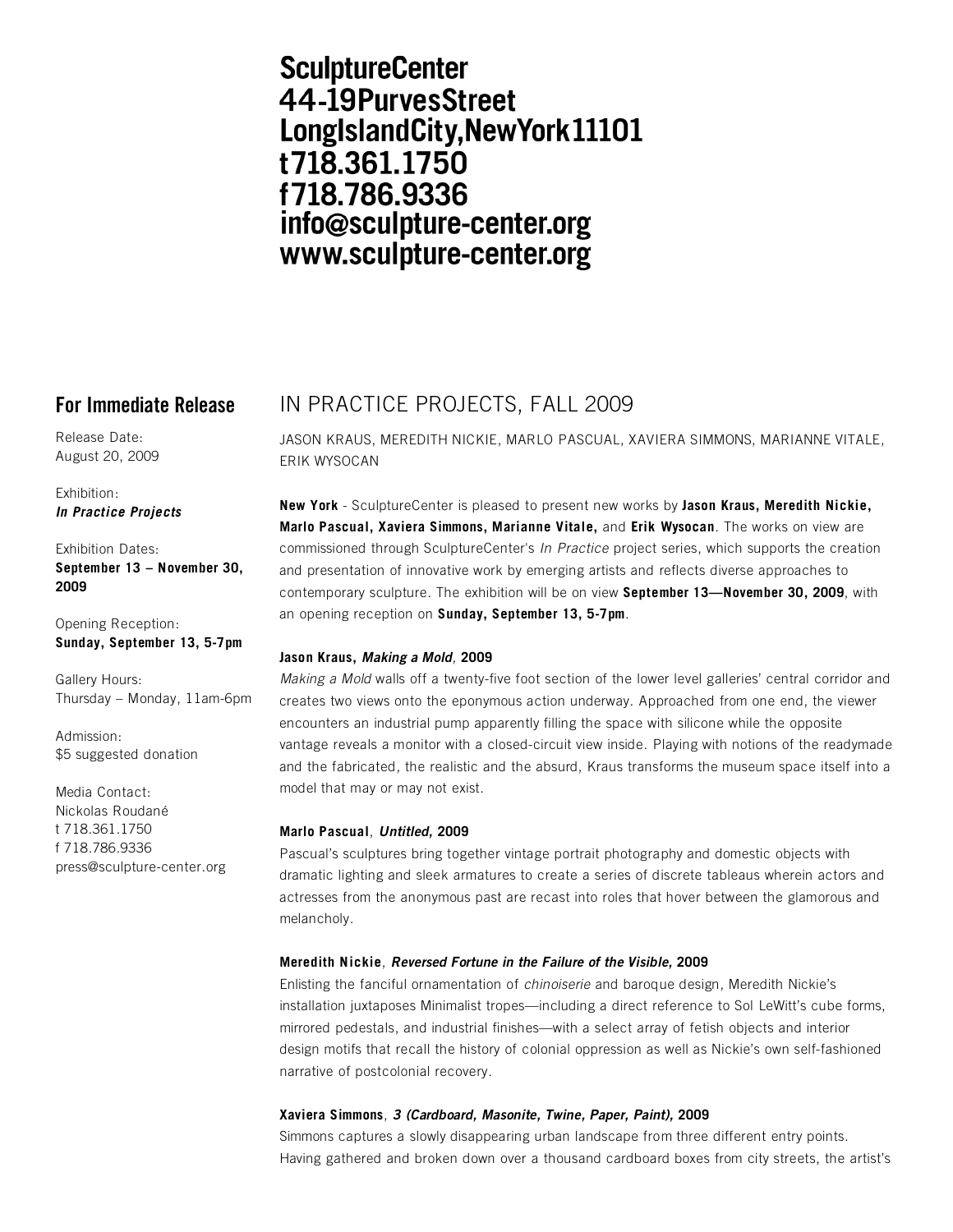**SculptureCenter**
**44-19PurvesStreet**
**LongIslandCity,NewYork11101**
**t718.361.1750**
**f718.786.9336**
**info@sculpture-center.org**
**www.sculpture-center.org**

**For Immediate Release**

Release Date:
August 20, 2009

Exhibition:
***In Practice Projects***

Exhibition Dates:
**September 13 – November 30, 2009**

Opening Reception:
**Sunday, September 13, 5-7pm**

Gallery Hours:
Thursday – Monday, 11am-6pm

Admission:
$5 suggested donation

Media Contact:
Nickolas Roudané
t 718.361.1750
f 718.786.9336
press@sculpture-center.org

# IN PRACTICE PROJECTS, FALL 2009

JASON KRAUS, MEREDITH NICKIE, MARLO PASCUAL, XAVIERA SIMMONS, MARIANNE VITALE, ERIK WYSOCAN

**New York** - SculptureCenter is pleased to present new works by **Jason Kraus, Meredith Nickie, Marlo Pascual, Xaviera Simmons, Marianne Vitale,** and **Erik Wysocan**. The works on view are commissioned through SculptureCenter's *In Practice* project series, which supports the creation and presentation of innovative work by emerging artists and reflects diverse approaches to contemporary sculpture. The exhibition will be on view **September 13—November 30, 2009**, with an opening reception on **Sunday, September 13, 5-7pm**.

**Jason Kraus, *Making a Mold*, 2009**

*Making a Mold* walls off a twenty-five foot section of the lower level galleries' central corridor and creates two views onto the eponymous action underway. Approached from one end, the viewer encounters an industrial pump apparently filling the space with silicone while the opposite vantage reveals a monitor with a closed-circuit view inside. Playing with notions of the readymade and the fabricated, the realistic and the absurd, Kraus transforms the museum space itself into a model that may or may not exist.

**Marlo Pascual**, ***Untitled,* 2009**

Pascual's sculptures bring together vintage portrait photography and domestic objects with dramatic lighting and sleek armatures to create a series of discrete tableaus wherein actors and actresses from the anonymous past are recast into roles that hover between the glamorous and melancholy.

**Meredith Nickie**, ***Reversed Fortune in the Failure of the Visible,* 2009**

Enlisting the fanciful ornamentation of *chinoiserie* and baroque design, Meredith Nickie's installation juxtaposes Minimalist tropes—including a direct reference to Sol LeWitt's cube forms, mirrored pedestals, and industrial finishes—with a select array of fetish objects and interior design motifs that recall the history of colonial oppression as well as Nickie's own self-fashioned narrative of postcolonial recovery.

**Xaviera Simmons**, ***3 (Cardboard, Masonite, Twine, Paper, Paint),* 2009**

Simmons captures a slowly disappearing urban landscape from three different entry points. Having gathered and broken down over a thousand cardboard boxes from city streets, the artist's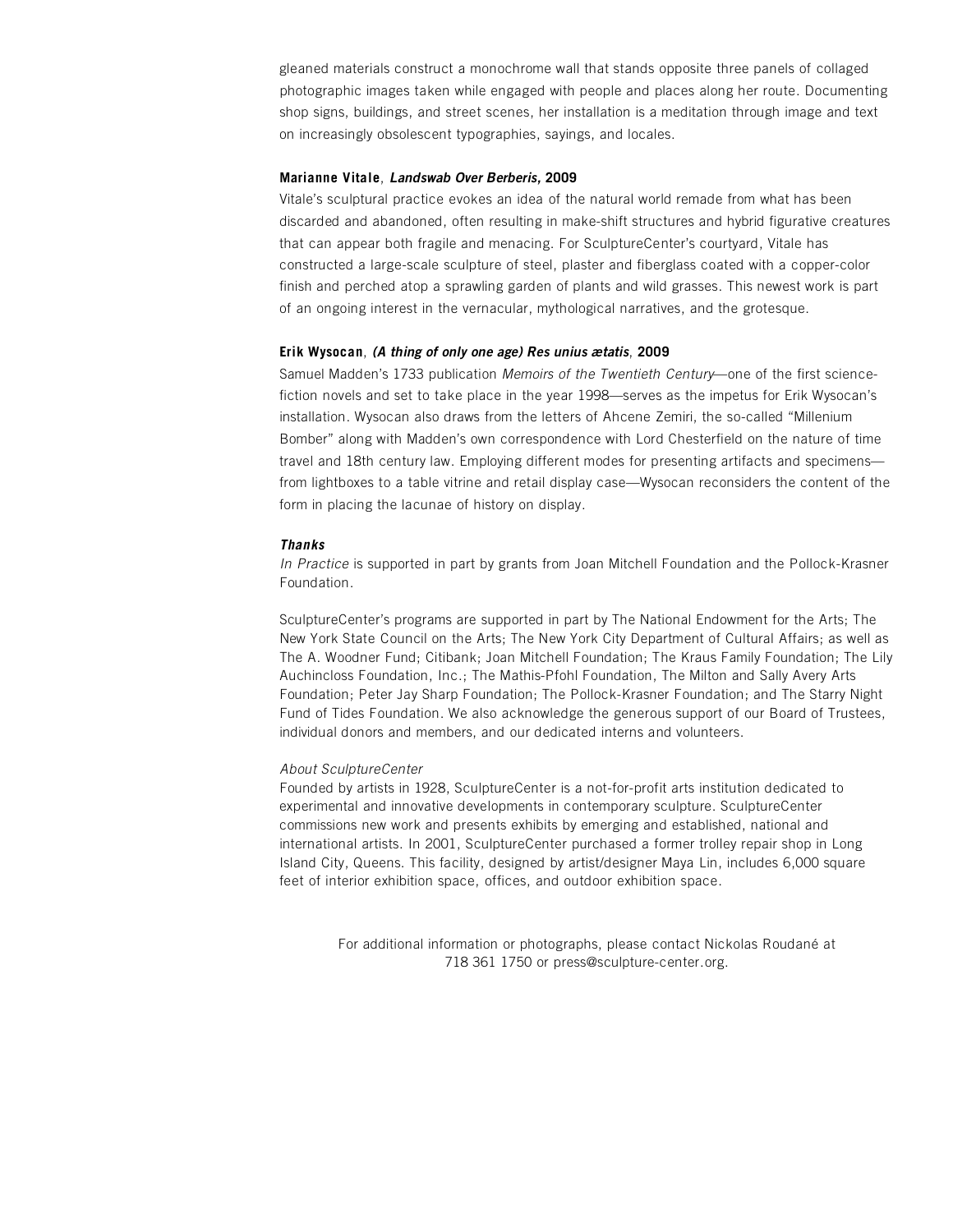gleaned materials construct a monochrome wall that stands opposite three panels of collaged photographic images taken while engaged with people and places along her route. Documenting shop signs, buildings, and street scenes, her installation is a meditation through image and text on increasingly obsolescent typographies, sayings, and locales.

**Marianne Vitale**, ***Landswab Over Berberis*, 2009**

Vitale's sculptural practice evokes an idea of the natural world remade from what has been discarded and abandoned, often resulting in make-shift structures and hybrid figurative creatures that can appear both fragile and menacing. For SculptureCenter's courtyard, Vitale has constructed a large-scale sculpture of steel, plaster and fiberglass coated with a copper-color finish and perched atop a sprawling garden of plants and wild grasses. This newest work is part of an ongoing interest in the vernacular, mythological narratives, and the grotesque.

**Erik Wysocan**, ***(A thing of only one age) Res unius ætatis***, **2009**

Samuel Madden's 1733 publication *Memoirs of the Twentieth Century*—one of the first science-fiction novels and set to take place in the year 1998—serves as the impetus for Erik Wysocan's installation. Wysocan also draws from the letters of Ahcene Zemiri, the so-called "Millenium Bomber" along with Madden's own correspondence with Lord Chesterfield on the nature of time travel and 18th century law. Employing different modes for presenting artifacts and specimens—from lightboxes to a table vitrine and retail display case—Wysocan reconsiders the content of the form in placing the lacunae of history on display.

***Thanks***

*In Practice* is supported in part by grants from Joan Mitchell Foundation and the Pollock-Krasner Foundation.

SculptureCenter's programs are supported in part by The National Endowment for the Arts; The New York State Council on the Arts; The New York City Department of Cultural Affairs; as well as The A. Woodner Fund; Citibank; Joan Mitchell Foundation; The Kraus Family Foundation; The Lily Auchincloss Foundation, Inc.; The Mathis-Pfohl Foundation, The Milton and Sally Avery Arts Foundation; Peter Jay Sharp Foundation; The Pollock-Krasner Foundation; and The Starry Night Fund of Tides Foundation. We also acknowledge the generous support of our Board of Trustees, individual donors and members, and our dedicated interns and volunteers.

*About SculptureCenter*

Founded by artists in 1928, SculptureCenter is a not-for-profit arts institution dedicated to experimental and innovative developments in contemporary sculpture. SculptureCenter commissions new work and presents exhibits by emerging and established, national and international artists. In 2001, SculptureCenter purchased a former trolley repair shop in Long Island City, Queens. This facility, designed by artist/designer Maya Lin, includes 6,000 square feet of interior exhibition space, offices, and outdoor exhibition space.

For additional information or photographs, please contact Nickolas Roudané at 718 361 1750 or press@sculpture-center.org.